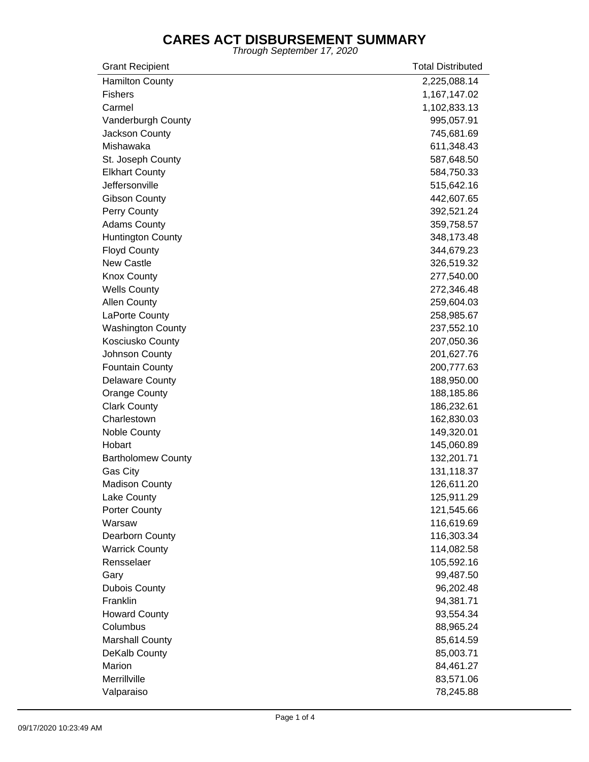# CARES ACT DISBURSEMENT SUMMARY

*Through September 17, 2020*

| Grant Recipient | Total Distributed |
|---|---|
| Hamilton County | 2,225,088.14 |
| Fishers | 1,167,147.02 |
| Carmel | 1,102,833.13 |
| Vanderburgh County | 995,057.91 |
| Jackson County | 745,681.69 |
| Mishawaka | 611,348.43 |
| St. Joseph County | 587,648.50 |
| Elkhart County | 584,750.33 |
| Jeffersonville | 515,642.16 |
| Gibson County | 442,607.65 |
| Perry County | 392,521.24 |
| Adams County | 359,758.57 |
| Huntington County | 348,173.48 |
| Floyd County | 344,679.23 |
| New Castle | 326,519.32 |
| Knox County | 277,540.00 |
| Wells County | 272,346.48 |
| Allen County | 259,604.03 |
| LaPorte County | 258,985.67 |
| Washington County | 237,552.10 |
| Kosciusko County | 207,050.36 |
| Johnson County | 201,627.76 |
| Fountain County | 200,777.63 |
| Delaware County | 188,950.00 |
| Orange County | 188,185.86 |
| Clark County | 186,232.61 |
| Charlestown | 162,830.03 |
| Noble County | 149,320.01 |
| Hobart | 145,060.89 |
| Bartholomew County | 132,201.71 |
| Gas City | 131,118.37 |
| Madison County | 126,611.20 |
| Lake County | 125,911.29 |
| Porter County | 121,545.66 |
| Warsaw | 116,619.69 |
| Dearborn County | 116,303.34 |
| Warrick County | 114,082.58 |
| Rensselaer | 105,592.16 |
| Gary | 99,487.50 |
| Dubois County | 96,202.48 |
| Franklin | 94,381.71 |
| Howard County | 93,554.34 |
| Columbus | 88,965.24 |
| Marshall County | 85,614.59 |
| DeKalb County | 85,003.71 |
| Marion | 84,461.27 |
| Merrillville | 83,571.06 |
| Valparaiso | 78,245.88 |

09/17/2020 10:23:49 AM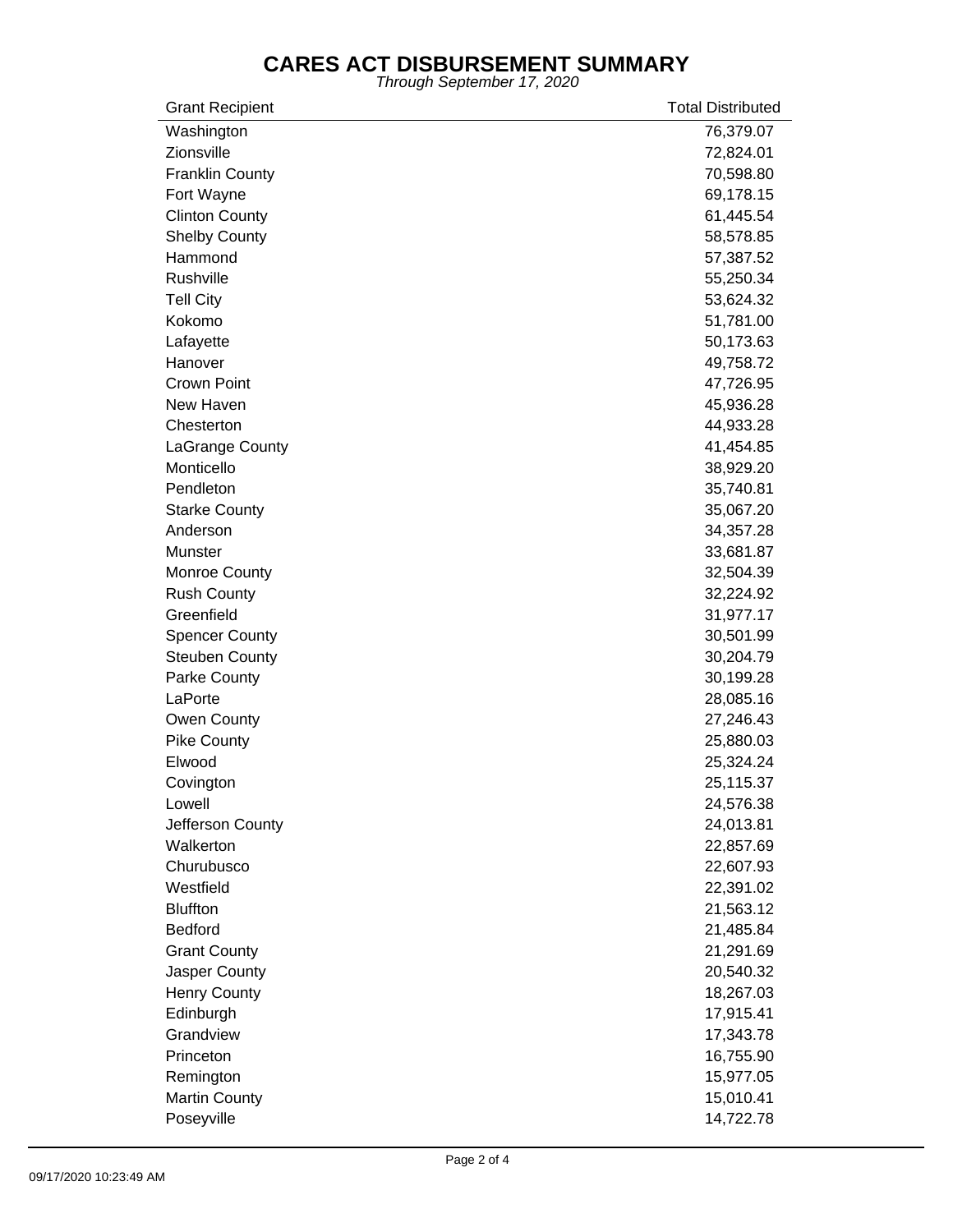# CARES ACT DISBURSEMENT SUMMARY

*Through September 17, 2020*

| Grant Recipient | Total Distributed |
|---|---|
| Washington | 76,379.07 |
| Zionsville | 72,824.01 |
| Franklin County | 70,598.80 |
| Fort Wayne | 69,178.15 |
| Clinton County | 61,445.54 |
| Shelby County | 58,578.85 |
| Hammond | 57,387.52 |
| Rushville | 55,250.34 |
| Tell City | 53,624.32 |
| Kokomo | 51,781.00 |
| Lafayette | 50,173.63 |
| Hanover | 49,758.72 |
| Crown Point | 47,726.95 |
| New Haven | 45,936.28 |
| Chesterton | 44,933.28 |
| LaGrange County | 41,454.85 |
| Monticello | 38,929.20 |
| Pendleton | 35,740.81 |
| Starke County | 35,067.20 |
| Anderson | 34,357.28 |
| Munster | 33,681.87 |
| Monroe County | 32,504.39 |
| Rush County | 32,224.92 |
| Greenfield | 31,977.17 |
| Spencer County | 30,501.99 |
| Steuben County | 30,204.79 |
| Parke County | 30,199.28 |
| LaPorte | 28,085.16 |
| Owen County | 27,246.43 |
| Pike County | 25,880.03 |
| Elwood | 25,324.24 |
| Covington | 25,115.37 |
| Lowell | 24,576.38 |
| Jefferson County | 24,013.81 |
| Walkerton | 22,857.69 |
| Churubusco | 22,607.93 |
| Westfield | 22,391.02 |
| Bluffton | 21,563.12 |
| Bedford | 21,485.84 |
| Grant County | 21,291.69 |
| Jasper County | 20,540.32 |
| Henry County | 18,267.03 |
| Edinburgh | 17,915.41 |
| Grandview | 17,343.78 |
| Princeton | 16,755.90 |
| Remington | 15,977.05 |
| Martin County | 15,010.41 |
| Poseyville | 14,722.78 |

09/17/2020 10:23:49 AM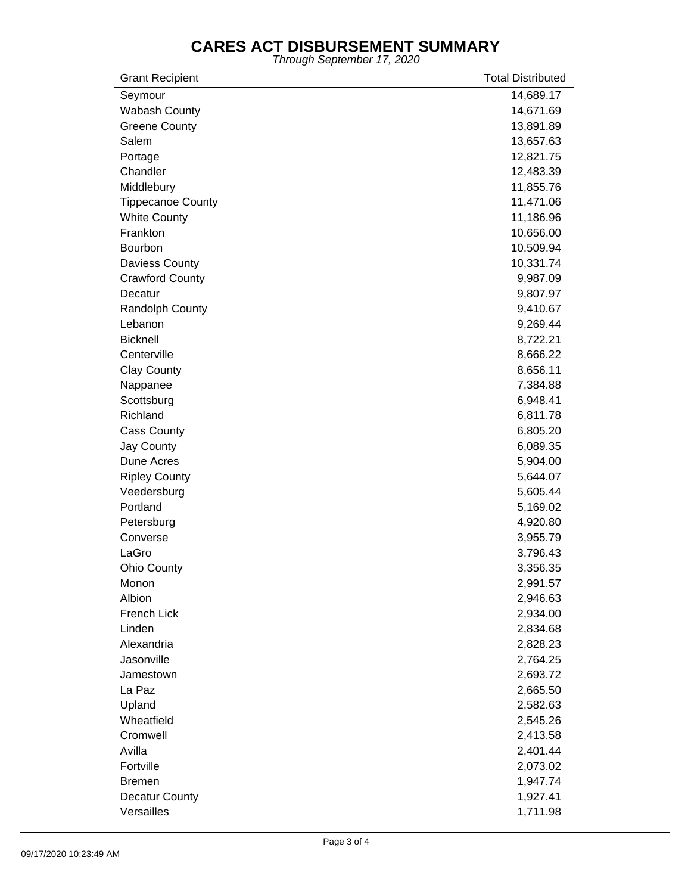# CARES ACT DISBURSEMENT SUMMARY

*Through September 17, 2020*

| Grant Recipient | Total Distributed |
|---|---|
| Seymour | 14,689.17 |
| Wabash County | 14,671.69 |
| Greene County | 13,891.89 |
| Salem | 13,657.63 |
| Portage | 12,821.75 |
| Chandler | 12,483.39 |
| Middlebury | 11,855.76 |
| Tippecanoe County | 11,471.06 |
| White County | 11,186.96 |
| Frankton | 10,656.00 |
| Bourbon | 10,509.94 |
| Daviess County | 10,331.74 |
| Crawford County | 9,987.09 |
| Decatur | 9,807.97 |
| Randolph County | 9,410.67 |
| Lebanon | 9,269.44 |
| Bicknell | 8,722.21 |
| Centerville | 8,666.22 |
| Clay County | 8,656.11 |
| Nappanee | 7,384.88 |
| Scottsburg | 6,948.41 |
| Richland | 6,811.78 |
| Cass County | 6,805.20 |
| Jay County | 6,089.35 |
| Dune Acres | 5,904.00 |
| Ripley County | 5,644.07 |
| Veedersburg | 5,605.44 |
| Portland | 5,169.02 |
| Petersburg | 4,920.80 |
| Converse | 3,955.79 |
| LaGro | 3,796.43 |
| Ohio County | 3,356.35 |
| Monon | 2,991.57 |
| Albion | 2,946.63 |
| French Lick | 2,934.00 |
| Linden | 2,834.68 |
| Alexandria | 2,828.23 |
| Jasonville | 2,764.25 |
| Jamestown | 2,693.72 |
| La Paz | 2,665.50 |
| Upland | 2,582.63 |
| Wheatfield | 2,545.26 |
| Cromwell | 2,413.58 |
| Avilla | 2,401.44 |
| Fortville | 2,073.02 |
| Bremen | 1,947.74 |
| Decatur County | 1,927.41 |
| Versailles | 1,711.98 |

09/17/2020 10:23:49 AM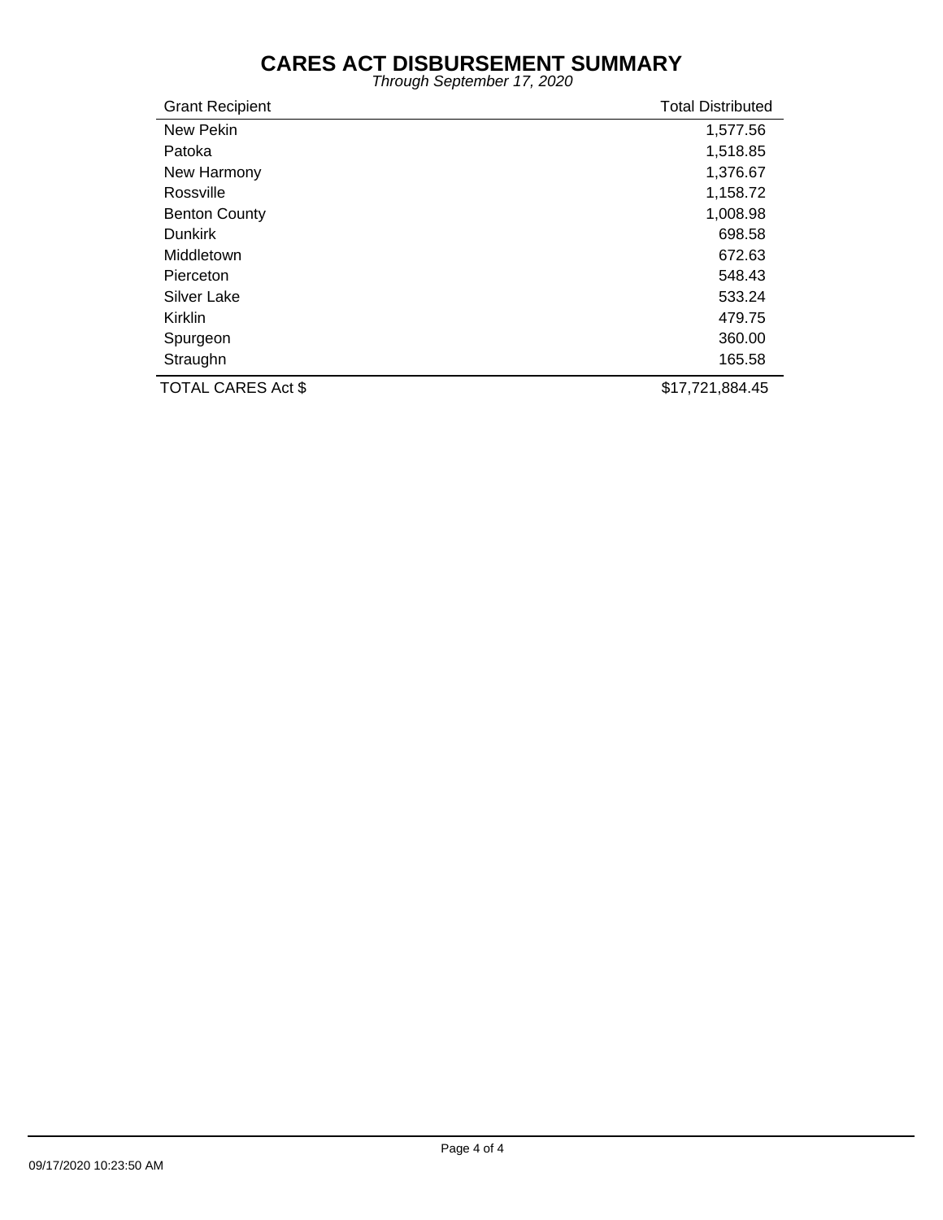# CARES ACT DISBURSEMENT SUMMARY

*Through September 17, 2020*

| Grant Recipient | Total Distributed |
|---|---|
| New Pekin | 1,577.56 |
| Patoka | 1,518.85 |
| New Harmony | 1,376.67 |
| Rossville | 1,158.72 |
| Benton County | 1,008.98 |
| Dunkirk | 698.58 |
| Middletown | 672.63 |
| Pierceton | 548.43 |
| Silver Lake | 533.24 |
| Kirklin | 479.75 |
| Spurgeon | 360.00 |
| Straughn | 165.58 |
| TOTAL CARES Act $ | $17,721,884.45 |

09/17/2020 10:23:50 AM